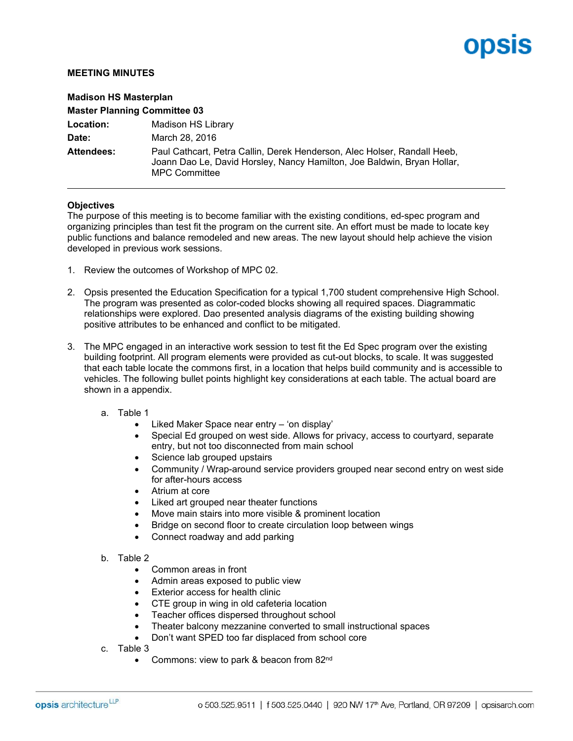opsis

**MEETING MINUTES**

**Madison HS Masterplan**
**Master Planning Committee 03**

| | |
|---|---|
| **Location:** | Madison HS Library |
| **Date:** | March 28, 2016 |
| **Attendees:** | Paul Cathcart, Petra Callin, Derek Henderson, Alec Holser, Randall Heeb, Joann Dao Le, David Horsley, Nancy Hamilton, Joe Baldwin, Bryan Hollar, MPC Committee |

---

**Objectives**
The purpose of this meeting is to become familiar with the existing conditions, ed-spec program and organizing principles than test fit the program on the current site. An effort must be made to locate key public functions and balance remodeled and new areas. The new layout should help achieve the vision developed in previous work sessions.

1. Review the outcomes of Workshop of MPC 02.

2. Opsis presented the Education Specification for a typical 1,700 student comprehensive High School. The program was presented as color-coded blocks showing all required spaces. Diagrammatic relationships were explored. Dao presented analysis diagrams of the existing building showing positive attributes to be enhanced and conflict to be mitigated.

3. The MPC engaged in an interactive work session to test fit the Ed Spec program over the existing building footprint. All program elements were provided as cut-out blocks, to scale. It was suggested that each table locate the commons first, in a location that helps build community and is accessible to vehicles. The following bullet points highlight key considerations at each table. The actual board are shown in a appendix.

    a. Table 1
        - Liked Maker Space near entry – 'on display'
        - Special Ed grouped on west side. Allows for privacy, access to courtyard, separate entry, but not too disconnected from main school
        - Science lab grouped upstairs
        - Community / Wrap-around service providers grouped near second entry on west side for after-hours access
        - Atrium at core
        - Liked art grouped near theater functions
        - Move main stairs into more visible & prominent location
        - Bridge on second floor to create circulation loop between wings
        - Connect roadway and add parking

    b. Table 2
        - Common areas in front
        - Admin areas exposed to public view
        - Exterior access for health clinic
        - CTE group in wing in old cafeteria location
        - Teacher offices dispersed throughout school
        - Theater balcony mezzanine converted to small instructional spaces
        - Don't want SPED too far displaced from school core

    c. Table 3
        - Commons: view to park & beacon from 82nd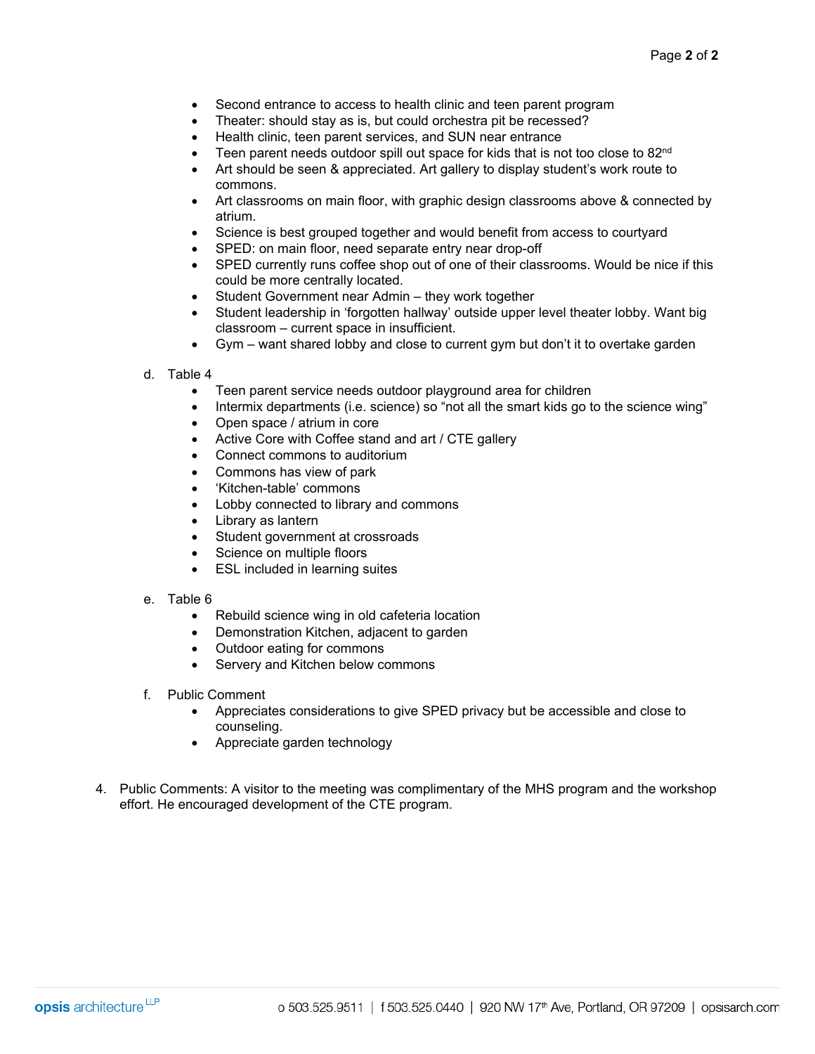- Second entrance to access to health clinic and teen parent program
- Theater: should stay as is, but could orchestra pit be recessed?
- Health clinic, teen parent services, and SUN near entrance
- Teen parent needs outdoor spill out space for kids that is not too close to 82nd
- Art should be seen & appreciated. Art gallery to display student's work route to commons.
- Art classrooms on main floor, with graphic design classrooms above & connected by atrium.
- Science is best grouped together and would benefit from access to courtyard
- SPED: on main floor, need separate entry near drop-off
- SPED currently runs coffee shop out of one of their classrooms. Would be nice if this could be more centrally located.
- Student Government near Admin – they work together
- Student leadership in 'forgotten hallway' outside upper level theater lobby. Want big classroom – current space in insufficient.
- Gym – want shared lobby and close to current gym but don't it to overtake garden

d. Table 4
- Teen parent service needs outdoor playground area for children
- Intermix departments (i.e. science) so "not all the smart kids go to the science wing"
- Open space / atrium in core
- Active Core with Coffee stand and art / CTE gallery
- Connect commons to auditorium
- Commons has view of park
- 'Kitchen-table' commons
- Lobby connected to library and commons
- Library as lantern
- Student government at crossroads
- Science on multiple floors
- ESL included in learning suites

e. Table 6
- Rebuild science wing in old cafeteria location
- Demonstration Kitchen, adjacent to garden
- Outdoor eating for commons
- Servery and Kitchen below commons

f. Public Comment
- Appreciates considerations to give SPED privacy but be accessible and close to counseling.
- Appreciate garden technology

4. Public Comments: A visitor to the meeting was complimentary of the MHS program and the workshop effort. He encouraged development of the CTE program.